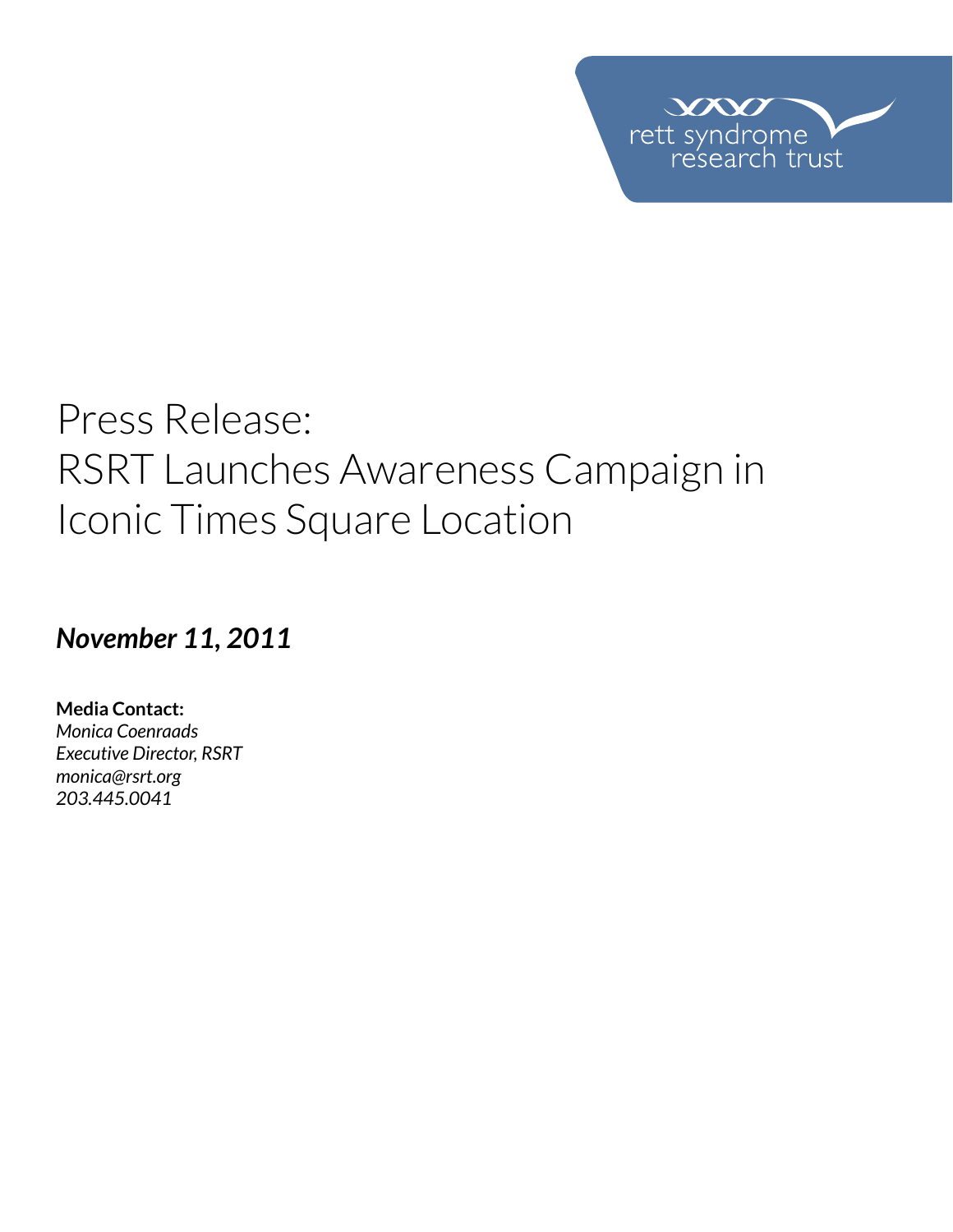rett syndrome research trust

# Press Release: RSRT Launches Awareness Campaign in Iconic Times Square Location

***November 11, 2011***

**Media Contact:**
*Monica Coenraads*
*Executive Director, RSRT*
*monica@rsrt.org*
*203.445.0041*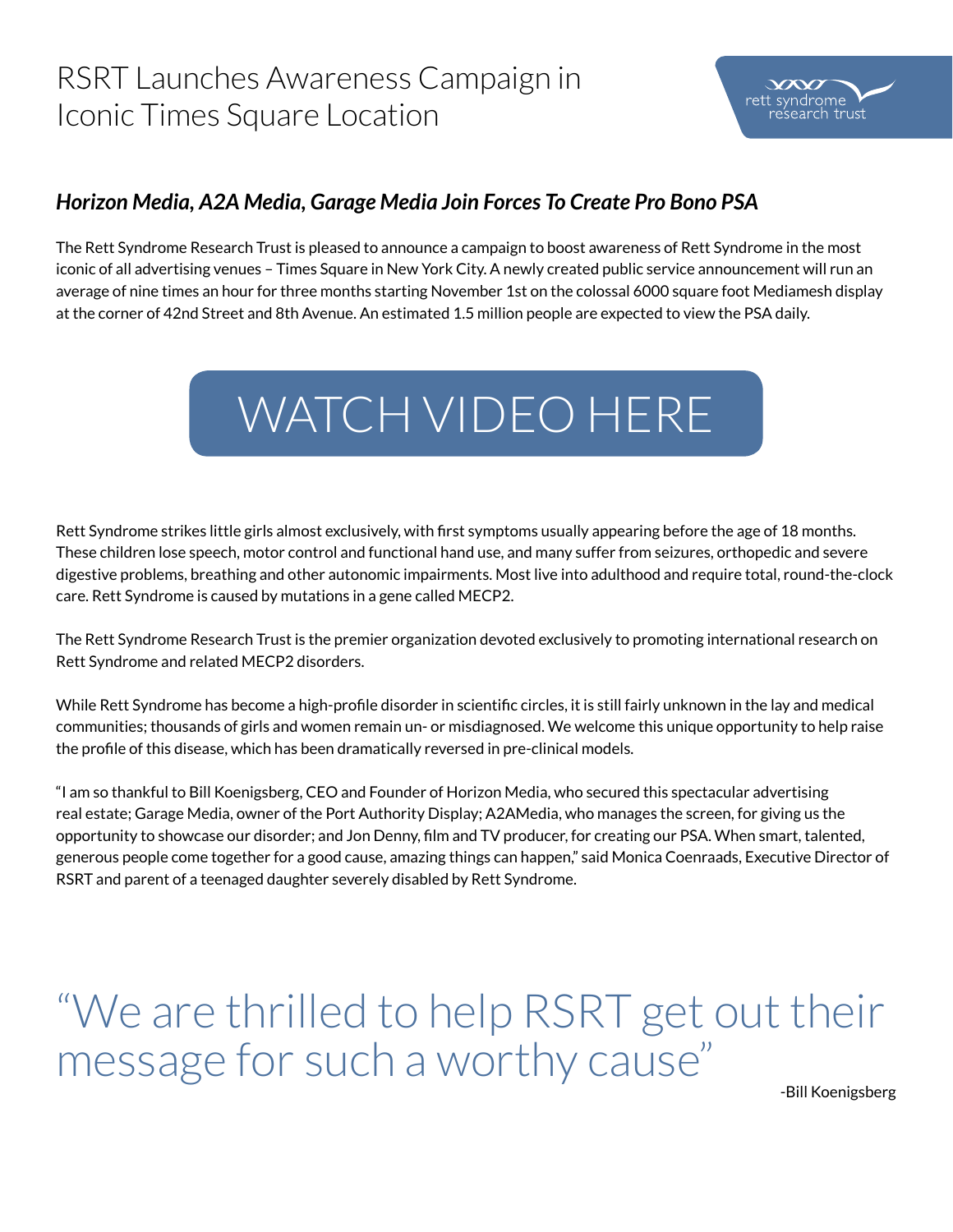# RSRT Launches Awareness Campaign in Iconic Times Square Location

rett syndrome research trust

### *Horizon Media, A2A Media, Garage Media Join Forces To Create Pro Bono PSA*

The Rett Syndrome Research Trust is pleased to announce a campaign to boost awareness of Rett Syndrome in the most iconic of all advertising venues – Times Square in New York City. A newly created public service announcement will run an average of nine times an hour for three months starting November 1st on the colossal 6000 square foot Mediamesh display at the corner of 42nd Street and 8th Avenue. An estimated 1.5 million people are expected to view the PSA daily.

WATCH VIDEO HERE

Rett Syndrome strikes little girls almost exclusively, with first symptoms usually appearing before the age of 18 months. These children lose speech, motor control and functional hand use, and many suffer from seizures, orthopedic and severe digestive problems, breathing and other autonomic impairments. Most live into adulthood and require total, round-the-clock care. Rett Syndrome is caused by mutations in a gene called MECP2.

The Rett Syndrome Research Trust is the premier organization devoted exclusively to promoting international research on Rett Syndrome and related MECP2 disorders.

While Rett Syndrome has become a high-profile disorder in scientific circles, it is still fairly unknown in the lay and medical communities; thousands of girls and women remain un- or misdiagnosed. We welcome this unique opportunity to help raise the profile of this disease, which has been dramatically reversed in pre-clinical models.

"I am so thankful to Bill Koenigsberg, CEO and Founder of Horizon Media, who secured this spectacular advertising real estate; Garage Media, owner of the Port Authority Display; A2AMedia, who manages the screen, for giving us the opportunity to showcase our disorder; and Jon Denny, film and TV producer, for creating our PSA. When smart, talented, generous people come together for a good cause, amazing things can happen," said Monica Coenraads, Executive Director of RSRT and parent of a teenaged daughter severely disabled by Rett Syndrome.

> "We are thrilled to help RSRT get out their message for such a worthy cause"
>
> -Bill Koenigsberg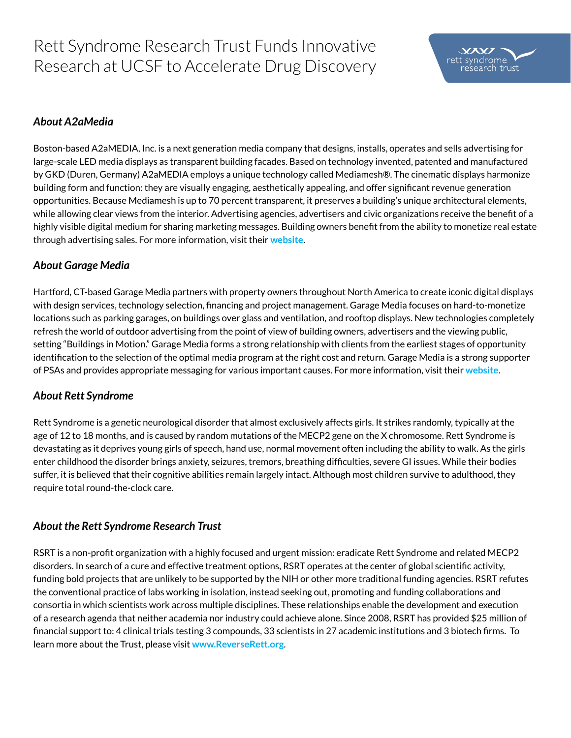# Rett Syndrome Research Trust Funds Innovative Research at UCSF to Accelerate Drug Discovery

### *About A2aMedia*

Boston-based A2aMEDIA, Inc. is a next generation media company that designs, installs, operates and sells advertising for large-scale LED media displays as transparent building facades. Based on technology invented, patented and manufactured by GKD (Duren, Germany) A2aMEDIA employs a unique technology called Mediamesh®. The cinematic displays harmonize building form and function: they are visually engaging, aesthetically appealing, and offer significant revenue generation opportunities. Because Mediamesh is up to 70 percent transparent, it preserves a building's unique architectural elements, while allowing clear views from the interior. Advertising agencies, advertisers and civic organizations receive the benefit of a highly visible digital medium for sharing marketing messages. Building owners benefit from the ability to monetize real estate through advertising sales. For more information, visit their **website**.

### *About Garage Media*

Hartford, CT-based Garage Media partners with property owners throughout North America to create iconic digital displays with design services, technology selection, financing and project management. Garage Media focuses on hard-to-monetize locations such as parking garages, on buildings over glass and ventilation, and rooftop displays. New technologies completely refresh the world of outdoor advertising from the point of view of building owners, advertisers and the viewing public, setting "Buildings in Motion." Garage Media forms a strong relationship with clients from the earliest stages of opportunity identification to the selection of the optimal media program at the right cost and return. Garage Media is a strong supporter of PSAs and provides appropriate messaging for various important causes. For more information, visit their **website**.

### *About Rett Syndrome*

Rett Syndrome is a genetic neurological disorder that almost exclusively affects girls. It strikes randomly, typically at the age of 12 to 18 months, and is caused by random mutations of the MECP2 gene on the X chromosome. Rett Syndrome is devastating as it deprives young girls of speech, hand use, normal movement often including the ability to walk. As the girls enter childhood the disorder brings anxiety, seizures, tremors, breathing difficulties, severe GI issues. While their bodies suffer, it is believed that their cognitive abilities remain largely intact. Although most children survive to adulthood, they require total round-the-clock care.

### *About the Rett Syndrome Research Trust*

RSRT is a non-profit organization with a highly focused and urgent mission: eradicate Rett Syndrome and related MECP2 disorders. In search of a cure and effective treatment options, RSRT operates at the center of global scientific activity, funding bold projects that are unlikely to be supported by the NIH or other more traditional funding agencies. RSRT refutes the conventional practice of labs working in isolation, instead seeking out, promoting and funding collaborations and consortia in which scientists work across multiple disciplines. These relationships enable the development and execution of a research agenda that neither academia nor industry could achieve alone. Since 2008, RSRT has provided $25 million of financial support to: 4 clinical trials testing 3 compounds, 33 scientists in 27 academic institutions and 3 biotech firms. To learn more about the Trust, please visit **www.ReverseRett.org**.